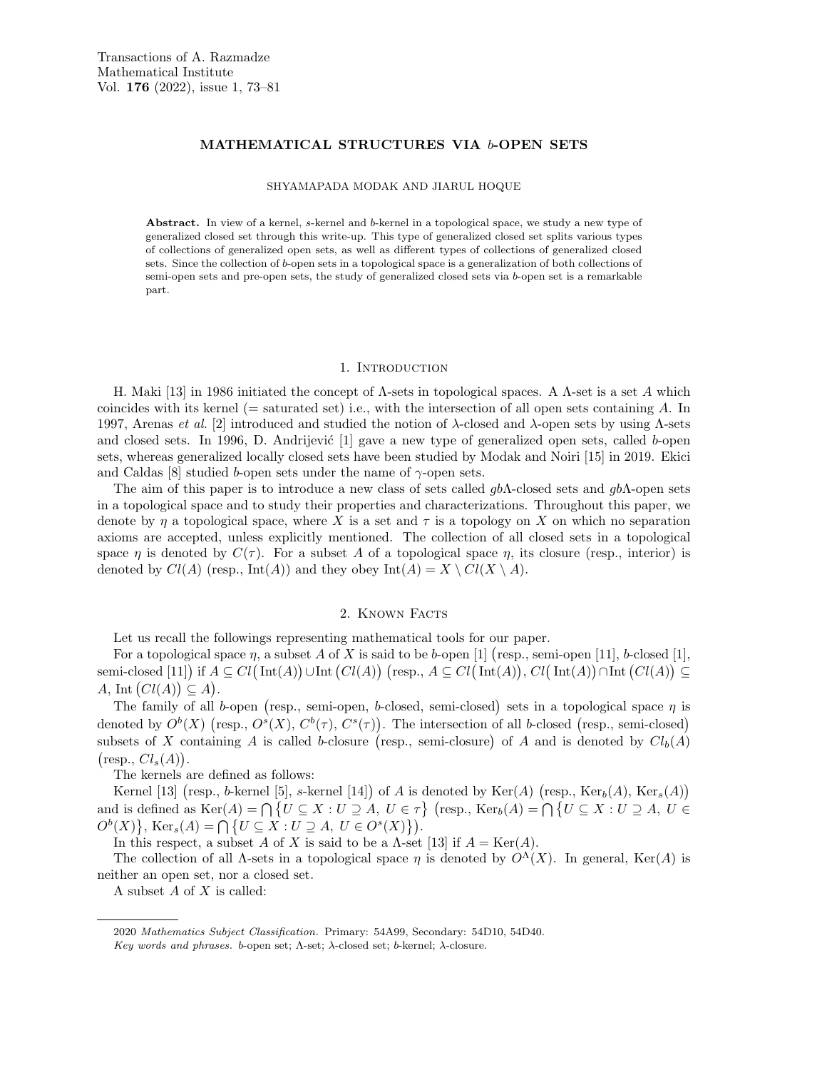# MATHEMATICAL STRUCTURES VIA $b$-OPEN SETS

SHYAMAPADA MODAK AND JIARUL HOQUE

**Abstract.** In view of a kernel, $s$-kernel and $b$-kernel in a topological space, we study a new type of generalized closed set through this write-up. This type of generalized closed set splits various types of collections of generalized open sets, as well as different types of collections of generalized closed sets. Since the collection of $b$-open sets in a topological space is a generalization of both collections of semi-open sets and pre-open sets, the study of generalized closed sets via $b$-open set is a remarkable part.

## 1. Introduction

H. Maki [13] in 1986 initiated the concept of $\Lambda$-sets in topological spaces. A $\Lambda$-set is a set $A$ which coincides with its kernel (= saturated set) i.e., with the intersection of all open sets containing $A$. In 1997, Arenas *et al.* [2] introduced and studied the notion of $\lambda$-closed and $\lambda$-open sets by using $\Lambda$-sets and closed sets. In 1996, D. Andrijević [1] gave a new type of generalized open sets, called $b$-open sets, whereas generalized locally closed sets have been studied by Modak and Noiri [15] in 2019. Ekici and Caldas [8] studied $b$-open sets under the name of $\gamma$-open sets.

The aim of this paper is to introduce a new class of sets called $gb\Lambda$-closed sets and $gb\Lambda$-open sets in a topological space and to study their properties and characterizations. Throughout this paper, we denote by $\eta$ a topological space, where $X$ is a set and $\tau$ is a topology on $X$ on which no separation axioms are accepted, unless explicitly mentioned. The collection of all closed sets in a topological space $\eta$ is denoted by $C(\tau)$. For a subset $A$ of a topological space $\eta$, its closure (resp., Int$(A)$) is denoted by $Cl(A)$ (resp., Int$(A)$) and they obey $\text{Int}(A) = X \setminus Cl(X \setminus A)$.

## 2. Known Facts

Let us recall the followings representing mathematical tools for our paper.

For a topological space $\eta$, a subset $A$ of $X$ is said to be $b$-open [1] (resp., semi-open [11], $b$-closed [1], semi-closed [11]) if $A \subseteq Cl\big(\text{Int}(A)\big) \cup \text{Int}\big(Cl(A)\big)$ (resp., $A \subseteq Cl\big(\text{Int}(A)\big)$, $Cl\big(\text{Int}(A)\big) \cap \text{Int}\big(Cl(A)\big) \subseteq A$, $\text{Int}\big(Cl(A)\big) \subseteq A$).

The family of all $b$-open (resp., semi-open, $b$-closed, semi-closed) sets in a topological space $\eta$ is denoted by $O^b(X)$ (resp., $O^s(X)$, $C^b(\tau)$, $C^s(\tau)$). The intersection of all $b$-closed (resp., semi-closed) subsets of $X$ containing $A$ is called $b$-closure (resp., semi-closure) of $A$ and is denoted by $Cl_b(A)$ (resp., $Cl_s(A)$).

The kernels are defined as follows:

Kernel [13] (resp., $b$-kernel [5], $s$-kernel [14]) of $A$ is denoted by $\text{Ker}(A)$ (resp., $\text{Ker}_b(A)$, $\text{Ker}_s(A)$) and is defined as $\text{Ker}(A) = \bigcap\{U \subseteq X : U \supseteq A,\ U \in \tau\}$ (resp., $\text{Ker}_b(A) = \bigcap\{U \subseteq X : U \supseteq A,\ U \in O^b(X)\}$, $\text{Ker}_s(A) = \bigcap\{U \subseteq X : U \supseteq A,\ U \in O^s(X)\}$).

In this respect, a subset $A$ of $X$ is said to be a $\Lambda$-set [13] if $A = \text{Ker}(A)$.

The collection of all $\Lambda$-sets in a topological space $\eta$ is denoted by $O^\Lambda(X)$. In general, $\text{Ker}(A)$ is neither an open set, nor a closed set.

A subset $A$ of $X$ is called:

---

2020 *Mathematics Subject Classification.* Primary: 54A99, Secondary: 54D10, 54D40.

*Key words and phrases.* $b$-open set; $\Lambda$-set; $\lambda$-closed set; $b$-kernel; $\lambda$-closure.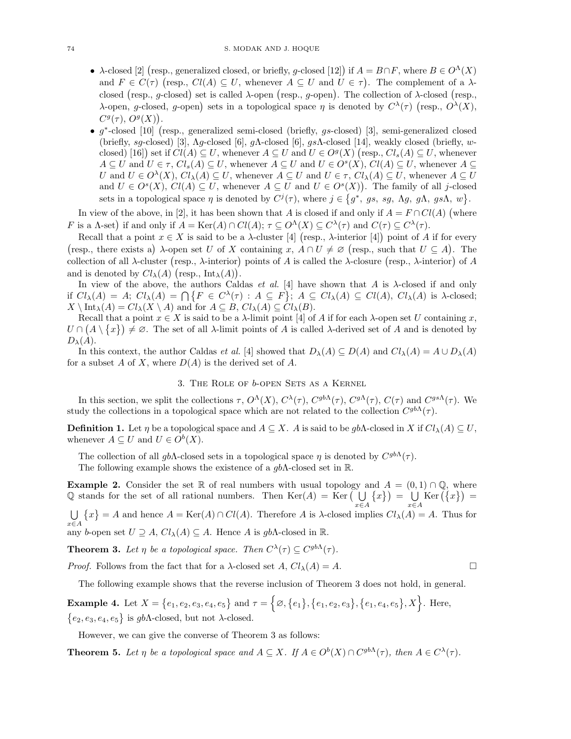- $\lambda$-closed [2] (resp., generalized closed, or briefly, $g$-closed [12]) if $A = B \cap F$, where $B \in O^{\Lambda}(X)$ and $F \in C(\tau)$ (resp., $Cl(A) \subseteq U$, whenever $A \subseteq U$ and $U \in \tau$). The complement of a $\lambda$-closed (resp., $g$-closed) set is called $\lambda$-open (resp., $g$-open). The collection of $\lambda$-closed (resp., $\lambda$-open, $g$-closed, $g$-open) sets in a topological space $\eta$ is denoted by $C^{\lambda}(\tau)$ (resp., $O^{\lambda}(X)$, $C^{g}(\tau)$, $O^{g}(X)$).
- $g^*$-closed [10] (resp., generalized semi-closed (briefly, $gs$-closed) [3], semi-generalized closed (briefly, $sg$-closed) [3], $\Lambda g$-closed [6], $g\Lambda$-closed [6], $gs\Lambda$-closed [14], weakly closed (briefly, $w$-closed) [16]) set if $Cl(A) \subseteq U$, whenever $A \subseteq U$ and $U \in O^{g}(X)$ (resp., $Cl_s(A) \subseteq U$, whenever $A \subseteq U$ and $U \in \tau$, $Cl_s(A) \subseteq U$, whenever $A \subseteq U$ and $U \in O^{s}(X)$, $Cl(A) \subseteq U$, whenever $A \subseteq U$ and $U \in O^{\lambda}(X)$, $Cl_{\lambda}(A) \subseteq U$, whenever $A \subseteq U$ and $U \in \tau$, $Cl_{\lambda}(A) \subseteq U$, whenever $A \subseteq U$ and $U \in O^{s}(X)$, $Cl(A) \subseteq U$, whenever $A \subseteq U$ and $U \in O^{s}(X)$). The family of all $j$-closed sets in a topological space $\eta$ is denoted by $C^{j}(\tau)$, where $j \in \{g^*, gs, sg, \Lambda g, g\Lambda, gs\Lambda, w\}$.

In view of the above, in [2], it has been shown that $A$ is closed if and only if $A = F \cap Cl(A)$ (where $F$ is a $\Lambda$-set) if and only if $A = \mathrm{Ker}(A) \cap Cl(A)$; $\tau \subseteq O^{\lambda}(X) \subseteq C^{\lambda}(\tau)$ and $C(\tau) \subseteq C^{\lambda}(\tau)$.

Recall that a point $x \in X$ is said to be a $\lambda$-cluster [4] (resp., $\lambda$-interior [4]) point of $A$ if for every (resp., there exists a) $\lambda$-open set $U$ of $X$ containing $x$, $A \cap U \neq \varnothing$ (resp., such that $U \subseteq A$). The collection of all $\lambda$-cluster (resp., $\lambda$-interior) points of $A$ is called the $\lambda$-closure (resp., $\lambda$-interior) of $A$ and is denoted by $Cl_{\lambda}(A)$ (resp., $\mathrm{Int}_{\lambda}(A)$).

In view of the above, the authors Caldas *et al.* [4] have shown that $A$ is $\lambda$-closed if and only if $Cl_{\lambda}(A) = A$; $Cl_{\lambda}(A) = \bigcap\{F \in C^{\lambda}(\tau) : A \subseteq F\}$; $A \subseteq Cl_{\lambda}(A) \subseteq Cl(A)$, $Cl_{\lambda}(A)$ is $\lambda$-closed; $X \setminus \mathrm{Int}_{\lambda}(A) = Cl_{\lambda}(X \setminus A)$ and for $A \subseteq B$, $Cl_{\lambda}(A) \subseteq Cl_{\lambda}(B)$.

Recall that a point $x \in X$ is said to be a $\lambda$-limit point [4] of $A$ if for each $\lambda$-open set $U$ containing $x$, $U \cap (A \setminus \{x\}) \neq \varnothing$. The set of all $\lambda$-limit points of $A$ is called $\lambda$-derived set of $A$ and is denoted by $D_{\lambda}(A)$.

In this context, the author Caldas *et al.* [4] showed that $D_{\lambda}(A) \subseteq D(A)$ and $Cl_{\lambda}(A) = A \cup D_{\lambda}(A)$ for a subset $A$ of $X$, where $D(A)$ is the derived set of $A$.

## 3. The Role of $b$-open Sets as a Kernel

In this section, we split the collections $\tau$, $O^{\Lambda}(X)$, $C^{\lambda}(\tau)$, $C^{gb\Lambda}(\tau)$, $C^{g\Lambda}(\tau)$, $C(\tau)$ and $C^{gs\Lambda}(\tau)$. We study the collections in a topological space which are not related to the collection $C^{gb\Lambda}(\tau)$.

**Definition 1.** Let $\eta$ be a topological space and $A \subseteq X$. $A$ is said to be $gb\Lambda$-closed in $X$ if $Cl_{\lambda}(A) \subseteq U$, whenever $A \subseteq U$ and $U \in O^{b}(X)$.

The collection of all $gb\Lambda$-closed sets in a topological space $\eta$ is denoted by $C^{gb\Lambda}(\tau)$.

The following example shows the existence of a $gb\Lambda$-closed set in $\mathbb{R}$.

**Example 2.** Consider the set $\mathbb{R}$ of real numbers with usual topology and $A = (0,1) \cap \mathbb{Q}$, where $\mathbb{Q}$ stands for the set of all rational numbers. Then $\mathrm{Ker}(A) = \mathrm{Ker}\big(\bigcup_{x \in A}\{x\}\big) = \bigcup_{x \in A}\mathrm{Ker}(\{x\}) = \bigcup_{x \in A}\{x\} = A$ and hence $A = \mathrm{Ker}(A) \cap Cl(A)$. Therefore $A$ is $\lambda$-closed implies $Cl_{\lambda}(A) = A$. Thus for any $b$-open set $U \supseteq A$, $Cl_{\lambda}(A) \subseteq A$. Hence $A$ is $gb\Lambda$-closed in $\mathbb{R}$.

**Theorem 3.** *Let $\eta$ be a topological space. Then $C^{\lambda}(\tau) \subseteq C^{gb\Lambda}(\tau)$.*

*Proof.* Follows from the fact that for a $\lambda$-closed set $A$, $Cl_{\lambda}(A) = A$. □

The following example shows that the reverse inclusion of Theorem 3 does not hold, in general.

**Example 4.** Let $X = \{e_1, e_2, e_3, e_4, e_5\}$ and $\tau = \Big\{\varnothing, \{e_1\}, \{e_1, e_2, e_3\}, \{e_1, e_4, e_5\}, X\Big\}$. Here, $\{e_2, e_3, e_4, e_5\}$ is $gb\Lambda$-closed, but not $\lambda$-closed.

However, we can give the converse of Theorem 3 as follows:

**Theorem 5.** *Let $\eta$ be a topological space and $A \subseteq X$. If $A \in O^{b}(X) \cap C^{gb\Lambda}(\tau)$, then $A \in C^{\lambda}(\tau)$.*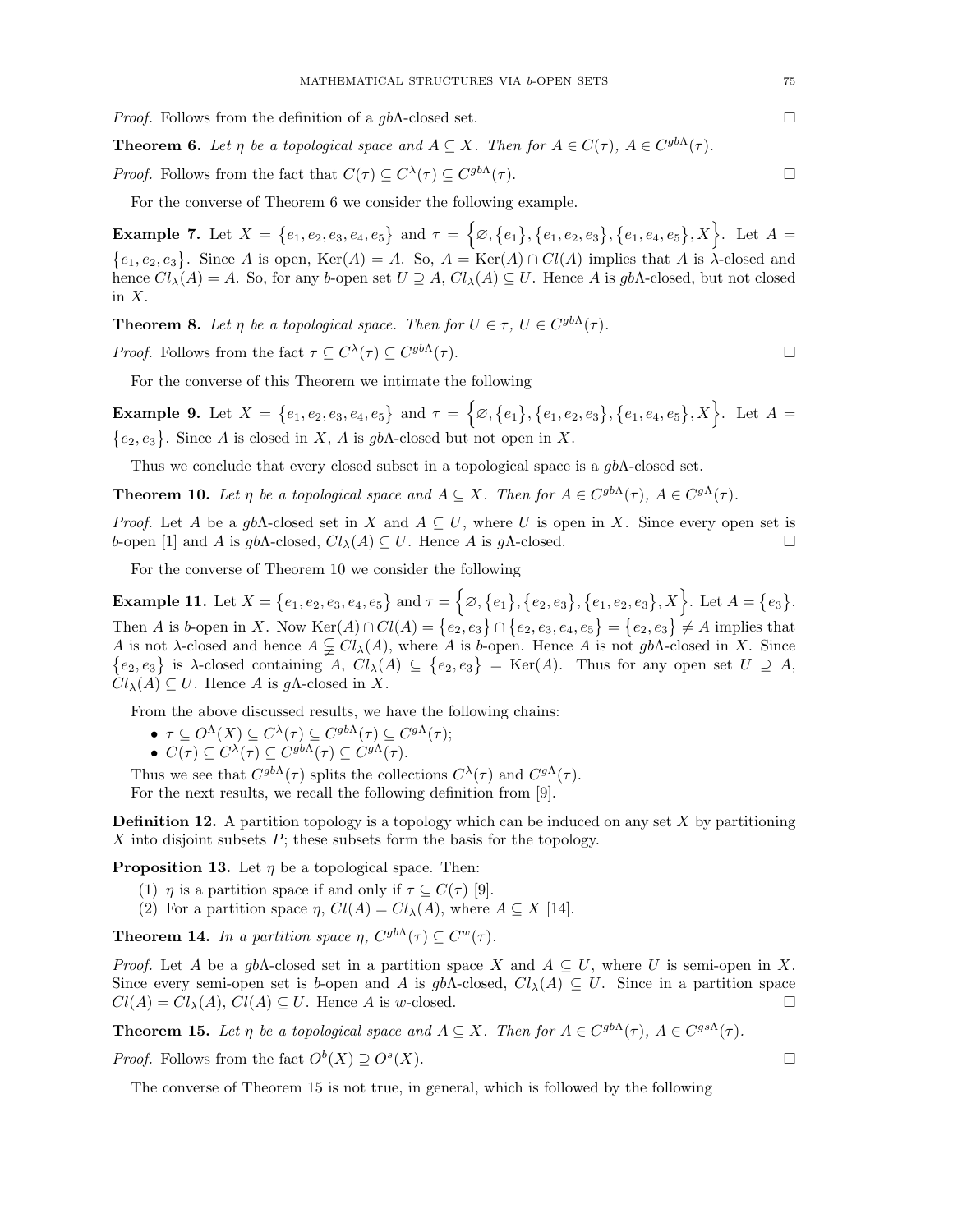*Proof.* Follows from the definition of a $gb\Lambda$-closed set. □

**Theorem 6.** *Let $\eta$ be a topological space and $A \subseteq X$. Then for $A \in C(\tau)$, $A \in C^{gb\Lambda}(\tau)$.*

*Proof.* Follows from the fact that $C(\tau) \subseteq C^{\lambda}(\tau) \subseteq C^{gb\Lambda}(\tau)$. □

For the converse of Theorem 6 we consider the following example.

**Example 7.** Let $X = \{e_1, e_2, e_3, e_4, e_5\}$ and $\tau = \Big\{\varnothing, \{e_1\}, \{e_1, e_2, e_3\}, \{e_1, e_4, e_5\}, X\Big\}$. Let $A = \{e_1, e_2, e_3\}$. Since $A$ is open, $\mathrm{Ker}(A) = A$. So, $A = \mathrm{Ker}(A) \cap Cl(A)$ implies that $A$ is $\lambda$-closed and hence $Cl_{\lambda}(A) = A$. So, for any $b$-open set $U \supseteq A$, $Cl_{\lambda}(A) \subseteq U$. Hence $A$ is $gb\Lambda$-closed, but not closed in $X$.

**Theorem 8.** *Let $\eta$ be a topological space. Then for $U \in \tau$, $U \in C^{gb\Lambda}(\tau)$.*

*Proof.* Follows from the fact $\tau \subseteq C^{\lambda}(\tau) \subseteq C^{gb\Lambda}(\tau)$. □

For the converse of this Theorem we intimate the following

**Example 9.** Let $X = \{e_1, e_2, e_3, e_4, e_5\}$ and $\tau = \Big\{\varnothing, \{e_1\}, \{e_1, e_2, e_3\}, \{e_1, e_4, e_5\}, X\Big\}$. Let $A = \{e_2, e_3\}$. Since $A$ is closed in $X$, $A$ is $gb\Lambda$-closed but not open in $X$.

Thus we conclude that every closed subset in a topological space is a $gb\Lambda$-closed set.

**Theorem 10.** *Let $\eta$ be a topological space and $A \subseteq X$. Then for $A \in C^{gb\Lambda}(\tau)$, $A \in C^{g\Lambda}(\tau)$.*

*Proof.* Let $A$ be a $gb\Lambda$-closed set in $X$ and $A \subseteq U$, where $U$ is open in $X$. Since every open set is $b$-open [1] and $A$ is $gb\Lambda$-closed, $Cl_{\lambda}(A) \subseteq U$. Hence $A$ is $g\Lambda$-closed. □

For the converse of Theorem 10 we consider the following

**Example 11.** Let $X = \{e_1, e_2, e_3, e_4, e_5\}$ and $\tau = \Big\{\varnothing, \{e_1\}, \{e_2, e_3\}, \{e_1, e_2, e_3\}, X\Big\}$. Let $A = \{e_3\}$. Then $A$ is $b$-open in $X$. Now $\mathrm{Ker}(A) \cap Cl(A) = \{e_2, e_3\} \cap \{e_2, e_3, e_4, e_5\} = \{e_2, e_3\} \neq A$ implies that $A$ is not $\lambda$-closed and hence $A \subsetneqq Cl_{\lambda}(A)$, where $A$ is $b$-open. Hence $A$ is not $gb\Lambda$-closed in $X$. Since $\{e_2, e_3\}$ is $\lambda$-closed containing $A$, $Cl_{\lambda}(A) \subseteq \{e_2, e_3\} = \mathrm{Ker}(A)$. Thus for any open set $U \supseteq A$, $Cl_{\lambda}(A) \subseteq U$. Hence $A$ is $g\Lambda$-closed in $X$.

From the above discussed results, we have the following chains:

- $\tau \subseteq O^{\Lambda}(X) \subseteq C^{\lambda}(\tau) \subseteq C^{gb\Lambda}(\tau) \subseteq C^{g\Lambda}(\tau)$;
- $C(\tau) \subseteq C^{\lambda}(\tau) \subseteq C^{gb\Lambda}(\tau) \subseteq C^{g\Lambda}(\tau)$.

Thus we see that $C^{gb\Lambda}(\tau)$ splits the collections $C^{\lambda}(\tau)$ and $C^{g\Lambda}(\tau)$.

For the next results, we recall the following definition from [9].

**Definition 12.** A partition topology is a topology which can be induced on any set $X$ by partitioning $X$ into disjoint subsets $P$; these subsets form the basis for the topology.

**Proposition 13.** Let $\eta$ be a topological space. Then:

1. $\eta$ is a partition space if and only if $\tau \subseteq C(\tau)$ [9].
2. For a partition space $\eta$, $Cl(A) = Cl_{\lambda}(A)$, where $A \subseteq X$ [14].

**Theorem 14.** *In a partition space $\eta$, $C^{gb\Lambda}(\tau) \subseteq C^{w}(\tau)$.*

*Proof.* Let $A$ be a $gb\Lambda$-closed set in a partition space $X$ and $A \subseteq U$, where $U$ is semi-open in $X$. Since every semi-open set is $b$-open and $A$ is $gb\Lambda$-closed, $Cl_{\lambda}(A) \subseteq U$. Since in a partition space $Cl(A) = Cl_{\lambda}(A)$, $Cl(A) \subseteq U$. Hence $A$ is $w$-closed. □

**Theorem 15.** *Let $\eta$ be a topological space and $A \subseteq X$. Then for $A \in C^{gb\Lambda}(\tau)$, $A \in C^{gs\Lambda}(\tau)$.*

*Proof.* Follows from the fact $O^{b}(X) \supseteq O^{s}(X)$. □

The converse of Theorem 15 is not true, in general, which is followed by the following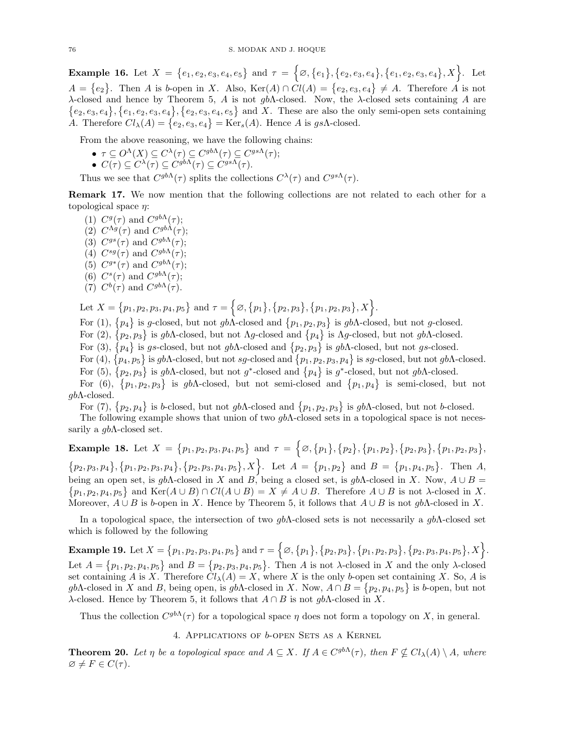**Example 16.** Let $X = \{e_1, e_2, e_3, e_4, e_5\}$ and $\tau = \Big\{\varnothing, \{e_1\}, \{e_2, e_3, e_4\}, \{e_1, e_2, e_3, e_4\}, X\Big\}$. Let $A = \{e_2\}$. Then $A$ is $b$-open in $X$. Also, $\text{Ker}(A) \cap Cl(A) = \{e_2, e_3, e_4\} \neq A$. Therefore $A$ is not $\lambda$-closed and hence by Theorem 5, $A$ is not $gb\Lambda$-closed. Now, the $\lambda$-closed sets containing $A$ are $\{e_2, e_3, e_4\}, \{e_1, e_2, e_3, e_4\}, \{e_2, e_3, e_4, e_5\}$ and $X$. These are also the only semi-open sets containing $A$. Therefore $Cl_\lambda(A) = \{e_2, e_3, e_4\} = \text{Ker}_s(A)$. Hence $A$ is $gs\Lambda$-closed.

From the above reasoning, we have the following chains:

- $\tau \subseteq O^\Lambda(X) \subseteq C^\lambda(\tau) \subseteq C^{gb\Lambda}(\tau) \subseteq C^{gs\Lambda}(\tau)$;
- $C(\tau) \subseteq C^\lambda(\tau) \subseteq C^{gb\Lambda}(\tau) \subseteq C^{gs\Lambda}(\tau)$.

Thus we see that $C^{gb\Lambda}(\tau)$ splits the collections $C^\lambda(\tau)$ and $C^{gs\Lambda}(\tau)$.

**Remark 17.** We now mention that the following collections are not related to each other for a topological space $\eta$:

1. $C^g(\tau)$ and $C^{gb\Lambda}(\tau)$;
2. $C^{\Lambda g}(\tau)$ and $C^{gb\Lambda}(\tau)$;
3. $C^{gs}(\tau)$ and $C^{gb\Lambda}(\tau)$;
4. $C^{sg}(\tau)$ and $C^{gb\Lambda}(\tau)$;
5. $C^{g^*}(\tau)$ and $C^{gb\Lambda}(\tau)$;
6. $C^s(\tau)$ and $C^{gb\Lambda}(\tau)$;
7. $C^b(\tau)$ and $C^{gb\Lambda}(\tau)$.

Let $X = \{p_1, p_2, p_3, p_4, p_5\}$ and $\tau = \Big\{\varnothing, \{p_1\}, \{p_2, p_3\}, \{p_1, p_2, p_3\}, X\Big\}$.

For (1), $\{p_4\}$ is $g$-closed, but not $gb\Lambda$-closed and $\{p_1, p_2, p_3\}$ is $gb\Lambda$-closed, but not $g$-closed.

For (2), $\{p_2, p_3\}$ is $gb\Lambda$-closed, but not $\Lambda g$-closed and $\{p_4\}$ is $\Lambda g$-closed, but not $gb\Lambda$-closed.

For (3), $\{p_4\}$ is $gs$-closed, but not $gb\Lambda$-closed and $\{p_2, p_3\}$ is $gb\Lambda$-closed, but not $gs$-closed.

For (4), $\{p_4, p_5\}$ is $gb\Lambda$-closed, but not $sg$-closed and $\{p_1, p_2, p_3, p_4\}$ is $sg$-closed, but not $gb\Lambda$-closed.

For (5), $\{p_2, p_3\}$ is $gb\Lambda$-closed, but not $g^*$-closed and $\{p_4\}$ is $g^*$-closed, but not $gb\Lambda$-closed.

For (6), $\{p_1, p_2, p_3\}$ is $gb\Lambda$-closed, but not semi-closed and $\{p_1, p_4\}$ is semi-closed, but not $gb\Lambda$-closed.

For (7), $\{p_2, p_4\}$ is $b$-closed, but not $gb\Lambda$-closed and $\{p_1, p_2, p_3\}$ is $gb\Lambda$-closed, but not $b$-closed.

The following example shows that union of two $gb\Lambda$-closed sets in a topological space is not necessarily a $gb\Lambda$-closed set.

**Example 18.** Let $X = \{p_1, p_2, p_3, p_4, p_5\}$ and $\tau = \Big\{\varnothing, \{p_1\}, \{p_2\}, \{p_1, p_2\}, \{p_2, p_3\}, \{p_1, p_2, p_3\}, \{p_2, p_3, p_4\}, \{p_1, p_2, p_3, p_4\}, \{p_2, p_3, p_4, p_5\}, X\Big\}$. Let $A = \{p_1, p_2\}$ and $B = \{p_1, p_4, p_5\}$. Then $A$, being an open set, is $gb\Lambda$-closed in $X$ and $B$, being a closed set, is $gb\Lambda$-closed in $X$. Now, $A \cup B = \{p_1, p_2, p_4, p_5\}$ and $\text{Ker}(A \cup B) \cap Cl(A \cup B) = X \neq A \cup B$. Therefore $A \cup B$ is not $\lambda$-closed in $X$. Moreover, $A \cup B$ is $b$-open in $X$. Hence by Theorem 5, it follows that $A \cup B$ is not $gb\Lambda$-closed in $X$.

In a topological space, the intersection of two $gb\Lambda$-closed sets is not necessarily a $gb\Lambda$-closed set which is followed by the following

**Example 19.** Let $X = \{p_1, p_2, p_3, p_4, p_5\}$ and $\tau = \Big\{\varnothing, \{p_1\}, \{p_2, p_3\}, \{p_1, p_2, p_3\}, \{p_2, p_3, p_4, p_5\}, X\Big\}$. Let $A = \{p_1, p_2, p_4, p_5\}$ and $B = \{p_2, p_3, p_4, p_5\}$. Then $A$ is not $\lambda$-closed in $X$ and the only $\lambda$-closed set containing $A$ is $X$. Therefore $Cl_\lambda(A) = X$, where $X$ is the only $b$-open set containing $X$. So, $A$ is $gb\Lambda$-closed in $X$ and $B$, being open, is $gb\Lambda$-closed in $X$. Now, $A \cap B = \{p_2, p_4, p_5\}$ is $b$-open, but not $\lambda$-closed. Hence by Theorem 5, it follows that $A \cap B$ is not $gb\Lambda$-closed in $X$.

Thus the collection $C^{gb\Lambda}(\tau)$ for a topological space $\eta$ does not form a topology on $X$, in general.

## 4. Applications of $b$-open Sets as a Kernel

**Theorem 20.** *Let $\eta$ be a topological space and $A \subseteq X$. If $A \in C^{gb\Lambda}(\tau)$, then $F \nsubseteq Cl_\lambda(A) \setminus A$, where $\varnothing \neq F \in C(\tau)$.*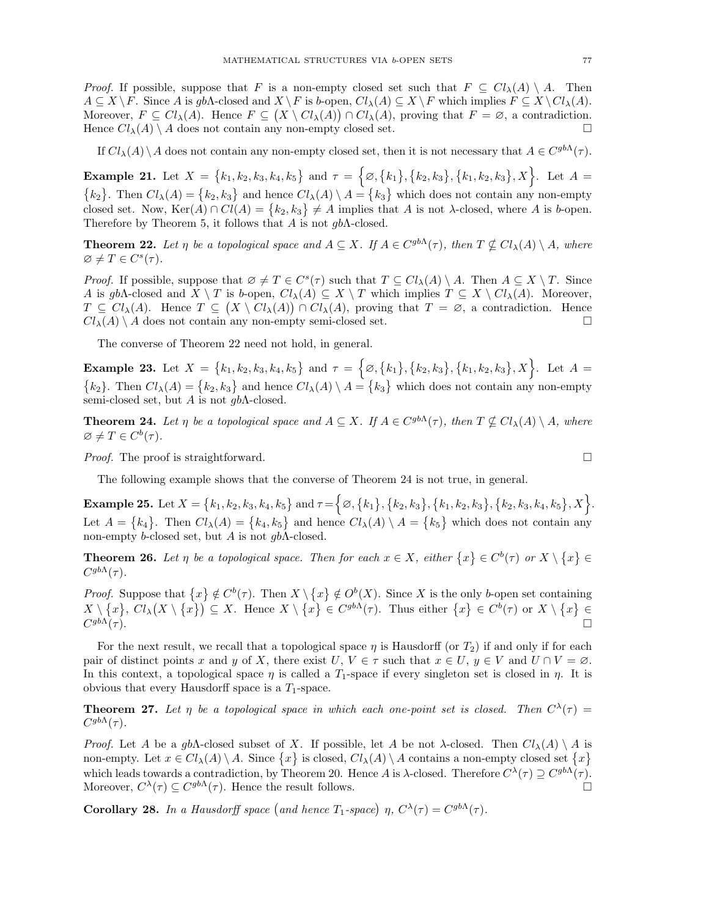*Proof.* If possible, suppose that $F$ is a non-empty closed set such that $F \subseteq Cl_\lambda(A) \setminus A$. Then $A \subseteq X \setminus F$. Since $A$ is $gb\Lambda$-closed and $X \setminus F$ is $b$-open, $Cl_\lambda(A) \subseteq X \setminus F$ which implies $F \subseteq X \setminus Cl_\lambda(A)$. Moreover, $F \subseteq Cl_\lambda(A)$. Hence $F \subseteq \big(X \setminus Cl_\lambda(A)\big) \cap Cl_\lambda(A)$, proving that $F = \varnothing$, a contradiction. Hence $Cl_\lambda(A) \setminus A$ does not contain any non-empty closed set. □

If $Cl_\lambda(A) \setminus A$ does not contain any non-empty closed set, then it is not necessary that $A \in C^{gb\Lambda}(\tau)$.

**Example 21.** Let $X = \{k_1, k_2, k_3, k_4, k_5\}$ and $\tau = \Big\{\varnothing, \{k_1\}, \{k_2, k_3\}, \{k_1, k_2, k_3\}, X\Big\}$. Let $A = \{k_2\}$. Then $Cl_\lambda(A) = \{k_2, k_3\}$ and hence $Cl_\lambda(A) \setminus A = \{k_3\}$ which does not contain any non-empty closed set. Now, $\mathrm{Ker}(A) \cap Cl(A) = \{k_2, k_3\} \neq A$ implies that $A$ is not $\lambda$-closed, where $A$ is $b$-open. Therefore by Theorem 5, it follows that $A$ is not $gb\Lambda$-closed.

**Theorem 22.** *Let $\eta$ be a topological space and $A \subseteq X$. If $A \in C^{gb\Lambda}(\tau)$, then $T \nsubseteq Cl_\lambda(A) \setminus A$, where $\varnothing \neq T \in C^s(\tau)$.*

*Proof.* If possible, suppose that $\varnothing \neq T \in C^s(\tau)$ such that $T \subseteq Cl_\lambda(A) \setminus A$. Then $A \subseteq X \setminus T$. Since $A$ is $gb\Lambda$-closed and $X \setminus T$ is $b$-open, $Cl_\lambda(A) \subseteq X \setminus T$ which implies $T \subseteq X \setminus Cl_\lambda(A)$. Moreover, $T \subseteq Cl_\lambda(A)$. Hence $T \subseteq \big(X \setminus Cl_\lambda(A)\big) \cap Cl_\lambda(A)$, proving that $T = \varnothing$, a contradiction. Hence $Cl_\lambda(A) \setminus A$ does not contain any non-empty semi-closed set. □

The converse of Theorem 22 need not hold, in general.

**Example 23.** Let $X = \{k_1, k_2, k_3, k_4, k_5\}$ and $\tau = \Big\{\varnothing, \{k_1\}, \{k_2, k_3\}, \{k_1, k_2, k_3\}, X\Big\}$. Let $A = \{k_2\}$. Then $Cl_\lambda(A) = \{k_2, k_3\}$ and hence $Cl_\lambda(A) \setminus A = \{k_3\}$ which does not contain any non-empty semi-closed set, but $A$ is not $gb\Lambda$-closed.

**Theorem 24.** *Let $\eta$ be a topological space and $A \subseteq X$. If $A \in C^{gb\Lambda}(\tau)$, then $T \nsubseteq Cl_\lambda(A) \setminus A$, where $\varnothing \neq T \in C^b(\tau)$.*

*Proof.* The proof is straightforward. □

The following example shows that the converse of Theorem 24 is not true, in general.

**Example 25.** Let $X = \{k_1, k_2, k_3, k_4, k_5\}$ and $\tau = \Big\{\varnothing, \{k_1\}, \{k_2, k_3\}, \{k_1, k_2, k_3\}, \{k_2, k_3, k_4, k_5\}, X\Big\}$. Let $A = \{k_4\}$. Then $Cl_\lambda(A) = \{k_4, k_5\}$ and hence $Cl_\lambda(A) \setminus A = \{k_5\}$ which does not contain any non-empty $b$-closed set, but $A$ is not $gb\Lambda$-closed.

**Theorem 26.** *Let $\eta$ be a topological space. Then for each $x \in X$, either $\{x\} \in C^b(\tau)$ or $X \setminus \{x\} \in C^{gb\Lambda}(\tau)$.*

*Proof.* Suppose that $\{x\} \notin C^b(\tau)$. Then $X \setminus \{x\} \notin O^b(X)$. Since $X$ is the only $b$-open set containing $X \setminus \{x\}$, $Cl_\lambda\big(X \setminus \{x\}\big) \subseteq X$. Hence $X \setminus \{x\} \in C^{gb\Lambda}(\tau)$. Thus either $\{x\} \in C^b(\tau)$ or $X \setminus \{x\} \in C^{gb\Lambda}(\tau)$. □

For the next result, we recall that a topological space $\eta$ is Hausdorff (or $T_2$) if and only if for each pair of distinct points $x$ and $y$ of $X$, there exist $U, V \in \tau$ such that $x \in U$, $y \in V$ and $U \cap V = \varnothing$. In this context, a topological space $\eta$ is called a $T_1$-space if every singleton set is closed in $\eta$. It is obvious that every Hausdorff space is a $T_1$-space.

**Theorem 27.** *Let $\eta$ be a topological space in which each one-point set is closed. Then $C^\lambda(\tau) = C^{gb\Lambda}(\tau)$.*

*Proof.* Let $A$ be a $gb\Lambda$-closed subset of $X$. If possible, let $A$ be not $\lambda$-closed. Then $Cl_\lambda(A) \setminus A$ is non-empty. Let $x \in Cl_\lambda(A) \setminus A$. Since $\{x\}$ is closed, $Cl_\lambda(A) \setminus A$ contains a non-empty closed set $\{x\}$ which leads towards a contradiction, by Theorem 20. Hence $A$ is $\lambda$-closed. Therefore $C^\lambda(\tau) \supseteq C^{gb\Lambda}(\tau)$. Moreover, $C^\lambda(\tau) \subseteq C^{gb\Lambda}(\tau)$. Hence the result follows. □

**Corollary 28.** *In a Hausdorff space $\big($and hence $T_1$-space$\big)$ $\eta$, $C^\lambda(\tau) = C^{gb\Lambda}(\tau)$.*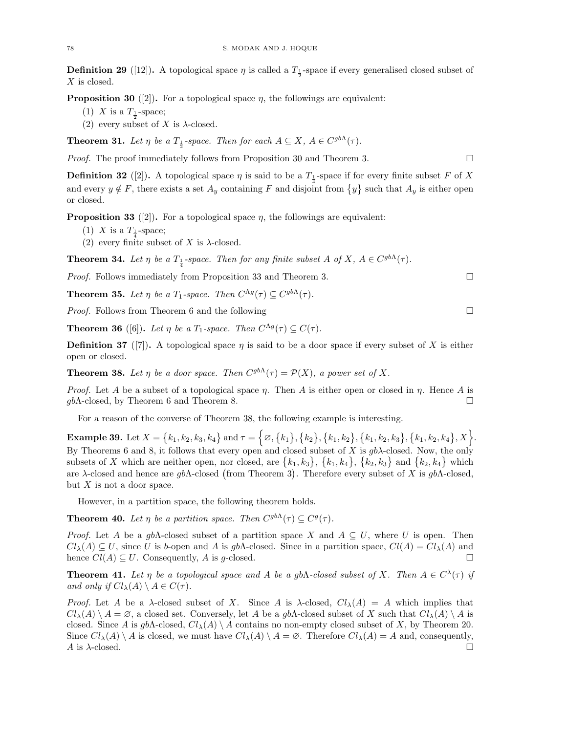**Definition 29** ([12])**.** A topological space $\eta$ is called a $T_{\frac{1}{2}}$-space if every generalised closed subset of $X$ is closed.

**Proposition 30** ([2])**.** For a topological space $\eta$, the followings are equivalent:

(1) $X$ is a $T_{\frac{1}{2}}$-space;
(2) every subset of $X$ is $\lambda$-closed.

**Theorem 31.** *Let $\eta$ be a $T_{\frac{1}{2}}$-space. Then for each $A \subseteq X$, $A \in C^{gb\Lambda}(\tau)$.*

*Proof.* The proof immediately follows from Proposition 30 and Theorem 3. $\square$

**Definition 32** ([2])**.** A topological space $\eta$ is said to be a $T_{\frac{1}{4}}$-space if for every finite subset $F$ of $X$ and every $y \notin F$, there exists a set $A_y$ containing $F$ and disjoint from $\{y\}$ such that $A_y$ is either open or closed.

**Proposition 33** ([2])**.** For a topological space $\eta$, the followings are equivalent:

(1) $X$ is a $T_{\frac{1}{4}}$-space;
(2) every finite subset of $X$ is $\lambda$-closed.

**Theorem 34.** *Let $\eta$ be a $T_{\frac{1}{4}}$-space. Then for any finite subset $A$ of $X$, $A \in C^{gb\Lambda}(\tau)$.*

*Proof.* Follows immediately from Proposition 33 and Theorem 3. $\square$

**Theorem 35.** *Let $\eta$ be a $T_1$-space. Then $C^{\Lambda g}(\tau) \subseteq C^{gb\Lambda}(\tau)$.*

*Proof.* Follows from Theorem 6 and the following $\square$

**Theorem 36** ([6])**.** *Let $\eta$ be a $T_1$-space. Then $C^{\Lambda g}(\tau) \subseteq C(\tau)$.*

**Definition 37** ([7])**.** A topological space $\eta$ is said to be a door space if every subset of $X$ is either open or closed.

**Theorem 38.** *Let $\eta$ be a door space. Then $C^{gb\Lambda}(\tau) = \mathcal{P}(X)$, a power set of $X$.*

*Proof.* Let $A$ be a subset of a topological space $\eta$. Then $A$ is either open or closed in $\eta$. Hence $A$ is $gb\Lambda$-closed, by Theorem 6 and Theorem 8. $\square$

For a reason of the converse of Theorem 38, the following example is interesting.

**Example 39.** Let $X = \{k_1, k_2, k_3, k_4\}$ and $\tau = \Big\{\varnothing, \{k_1\}, \{k_2\}, \{k_1, k_2\}, \{k_1, k_2, k_3\}, \{k_1, k_2, k_4\}, X\Big\}$. By Theorems 6 and 8, it follows that every open and closed subset of $X$ is $gb\lambda$-closed. Now, the only subsets of $X$ which are neither open, nor closed, are $\{k_1, k_3\}$, $\{k_1, k_4\}$, $\{k_2, k_3\}$ and $\{k_2, k_4\}$ which are $\lambda$-closed and hence are $gb\Lambda$-closed $\big($from Theorem 3$\big)$. Therefore every subset of $X$ is $gb\Lambda$-closed, but $X$ is not a door space.

However, in a partition space, the following theorem holds.

**Theorem 40.** *Let $\eta$ be a partition space. Then $C^{gb\Lambda}(\tau) \subseteq C^{g}(\tau)$.*

*Proof.* Let $A$ be a $gb\Lambda$-closed subset of a partition space $X$ and $A \subseteq U$, where $U$ is open. Then $Cl_\lambda(A) \subseteq U$, since $U$ is $b$-open and $A$ is $gb\Lambda$-closed. Since in a partition space, $Cl(A) = Cl_\lambda(A)$ and hence $Cl(A) \subseteq U$. Consequently, $A$ is $g$-closed. $\square$

**Theorem 41.** *Let $\eta$ be a topological space and $A$ be a $gb\Lambda$-closed subset of $X$. Then $A \in C^{\lambda}(\tau)$ if and only if $Cl_\lambda(A) \setminus A \in C(\tau)$.*

*Proof.* Let $A$ be a $\lambda$-closed subset of $X$. Since $A$ is $\lambda$-closed, $Cl_\lambda(A) = A$ which implies that $Cl_\lambda(A) \setminus A = \varnothing$, a closed set. Conversely, let $A$ be a $gb\Lambda$-closed subset of $X$ such that $Cl_\lambda(A) \setminus A$ is closed. Since $A$ is $gb\Lambda$-closed, $Cl_\lambda(A) \setminus A$ contains no non-empty closed subset of $X$, by Theorem 20. Since $Cl_\lambda(A) \setminus A$ is closed, we must have $Cl_\lambda(A) \setminus A = \varnothing$. Therefore $Cl_\lambda(A) = A$ and, consequently, $A$ is $\lambda$-closed. $\square$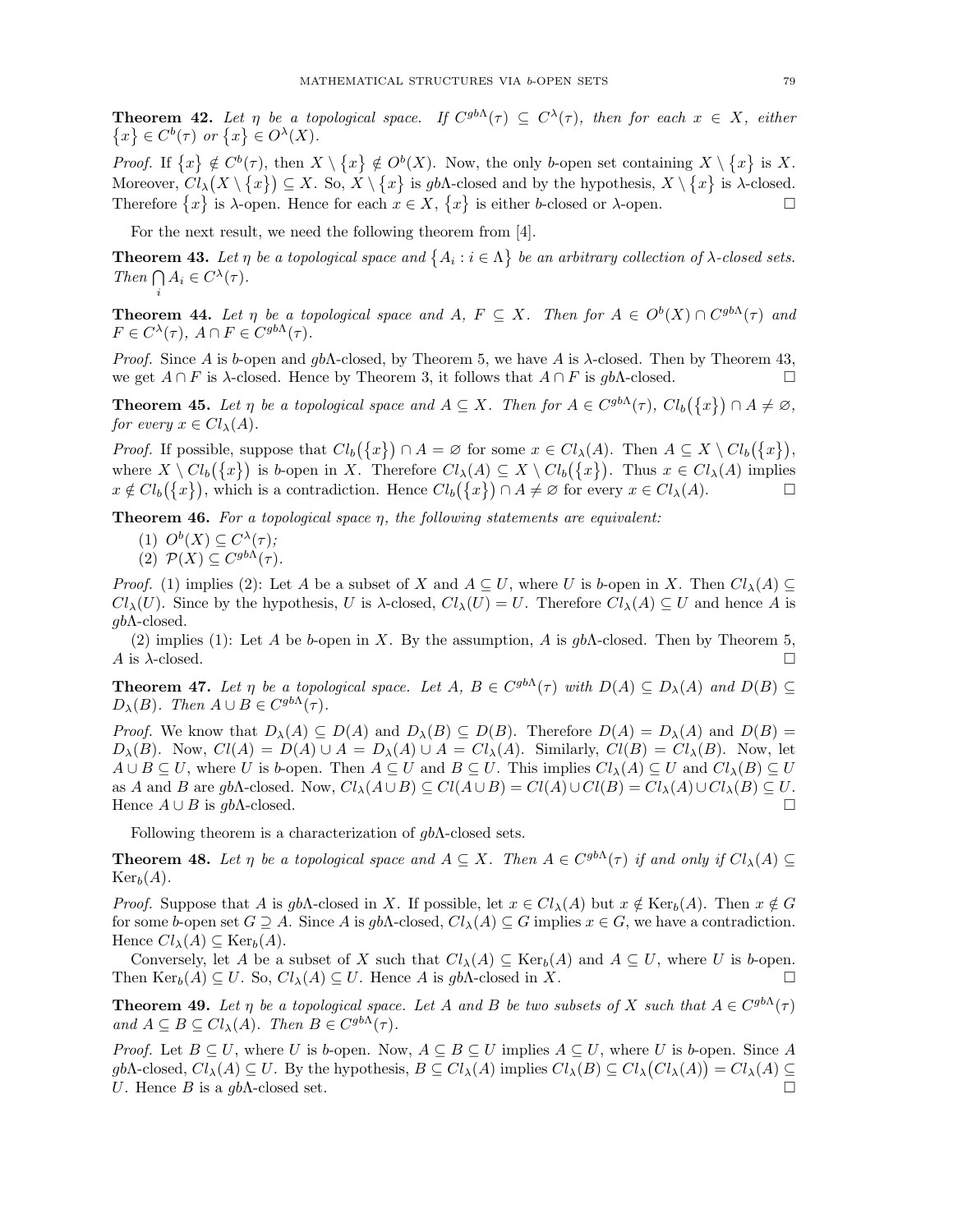**Theorem 42.** *Let $\eta$ be a topological space. If $C^{gb\Lambda}(\tau) \subseteq C^{\lambda}(\tau)$, then for each $x \in X$, either $\{x\} \in C^{b}(\tau)$ or $\{x\} \in O^{\lambda}(X)$.*

*Proof.* If $\{x\} \notin C^{b}(\tau)$, then $X \setminus \{x\} \notin O^{b}(X)$. Now, the only $b$-open set containing $X \setminus \{x\}$ is $X$. Moreover, $Cl_{\lambda}(X \setminus \{x\}) \subseteq X$. So, $X \setminus \{x\}$ is $gb\Lambda$-closed and by the hypothesis, $X \setminus \{x\}$ is $\lambda$-closed. Therefore $\{x\}$ is $\lambda$-open. Hence for each $x \in X$, $\{x\}$ is either $b$-closed or $\lambda$-open. □

For the next result, we need the following theorem from [4].

**Theorem 43.** *Let $\eta$ be a topological space and $\{A_i : i \in \Lambda\}$ be an arbitrary collection of $\lambda$-closed sets. Then $\bigcap_{i} A_i \in C^{\lambda}(\tau)$.*

**Theorem 44.** *Let $\eta$ be a topological space and $A$, $F \subseteq X$. Then for $A \in O^{b}(X) \cap C^{gb\Lambda}(\tau)$ and $F \in C^{\lambda}(\tau)$, $A \cap F \in C^{gb\Lambda}(\tau)$.*

*Proof.* Since $A$ is $b$-open and $gb\Lambda$-closed, by Theorem 5, we have $A$ is $\lambda$-closed. Then by Theorem 43, we get $A \cap F$ is $\lambda$-closed. Hence by Theorem 3, it follows that $A \cap F$ is $gb\Lambda$-closed. □

**Theorem 45.** *Let $\eta$ be a topological space and $A \subseteq X$. Then for $A \in C^{gb\Lambda}(\tau)$, $Cl_b(\{x\}) \cap A \neq \varnothing$, for every $x \in Cl_{\lambda}(A)$.*

*Proof.* If possible, suppose that $Cl_b(\{x\}) \cap A = \varnothing$ for some $x \in Cl_{\lambda}(A)$. Then $A \subseteq X \setminus Cl_b(\{x\})$, where $X \setminus Cl_b(\{x\})$ is $b$-open in $X$. Therefore $Cl_{\lambda}(A) \subseteq X \setminus Cl_b(\{x\})$. Thus $x \in Cl_{\lambda}(A)$ implies $x \notin Cl_b(\{x\})$, which is a contradiction. Hence $Cl_b(\{x\}) \cap A \neq \varnothing$ for every $x \in Cl_{\lambda}(A)$. □

**Theorem 46.** *For a topological space $\eta$, the following statements are equivalent:*

1. *$O^{b}(X) \subseteq C^{\lambda}(\tau)$;*
2. *$\mathcal{P}(X) \subseteq C^{gb\Lambda}(\tau)$.*

*Proof.* (1) implies (2): Let $A$ be a subset of $X$ and $A \subseteq U$, where $U$ is $b$-open in $X$. Then $Cl_{\lambda}(A) \subseteq Cl_{\lambda}(U)$. Since by the hypothesis, $U$ is $\lambda$-closed, $Cl_{\lambda}(U) = U$. Therefore $Cl_{\lambda}(A) \subseteq U$ and hence $A$ is $gb\Lambda$-closed.

(2) implies (1): Let $A$ be $b$-open in $X$. By the assumption, $A$ is $gb\Lambda$-closed. Then by Theorem 5, $A$ is $\lambda$-closed. □

**Theorem 47.** *Let $\eta$ be a topological space. Let $A$, $B \in C^{gb\Lambda}(\tau)$ with $D(A) \subseteq D_{\lambda}(A)$ and $D(B) \subseteq D_{\lambda}(B)$. Then $A \cup B \in C^{gb\Lambda}(\tau)$.*

*Proof.* We know that $D_{\lambda}(A) \subseteq D(A)$ and $D_{\lambda}(B) \subseteq D(B)$. Therefore $D(A) = D_{\lambda}(A)$ and $D(B) = D_{\lambda}(B)$. Now, $Cl(A) = D(A) \cup A = D_{\lambda}(A) \cup A = Cl_{\lambda}(A)$. Similarly, $Cl(B) = Cl_{\lambda}(B)$. Now, let $A \cup B \subseteq U$, where $U$ is $b$-open. Then $A \subseteq U$ and $B \subseteq U$. This implies $Cl_{\lambda}(A) \subseteq U$ and $Cl_{\lambda}(B) \subseteq U$ as $A$ and $B$ are $gb\Lambda$-closed. Now, $Cl_{\lambda}(A \cup B) \subseteq Cl(A \cup B) = Cl(A) \cup Cl(B) = Cl_{\lambda}(A) \cup Cl_{\lambda}(B) \subseteq U$. Hence $A \cup B$ is $gb\Lambda$-closed. □

Following theorem is a characterization of $gb\Lambda$-closed sets.

**Theorem 48.** *Let $\eta$ be a topological space and $A \subseteq X$. Then $A \in C^{gb\Lambda}(\tau)$ if and only if $Cl_{\lambda}(A) \subseteq \mathrm{Ker}_b(A)$.*

*Proof.* Suppose that $A$ is $gb\Lambda$-closed in $X$. If possible, let $x \in Cl_{\lambda}(A)$ but $x \notin \mathrm{Ker}_b(A)$. Then $x \notin G$ for some $b$-open set $G \supseteq A$. Since $A$ is $gb\Lambda$-closed, $Cl_{\lambda}(A) \subseteq G$ implies $x \in G$, we have a contradiction. Hence $Cl_{\lambda}(A) \subseteq \mathrm{Ker}_b(A)$.

Conversely, let $A$ be a subset of $X$ such that $Cl_{\lambda}(A) \subseteq \mathrm{Ker}_b(A)$ and $A \subseteq U$, where $U$ is $b$-open. Then $\mathrm{Ker}_b(A) \subseteq U$. So, $Cl_{\lambda}(A) \subseteq U$. Hence $A$ is $gb\Lambda$-closed in $X$. □

**Theorem 49.** *Let $\eta$ be a topological space. Let $A$ and $B$ be two subsets of $X$ such that $A \in C^{gb\Lambda}(\tau)$ and $A \subseteq B \subseteq Cl_{\lambda}(A)$. Then $B \in C^{gb\Lambda}(\tau)$.*

*Proof.* Let $B \subseteq U$, where $U$ is $b$-open. Now, $A \subseteq B \subseteq U$ implies $A \subseteq U$, where $U$ is $b$-open. Since $A$ $gb\Lambda$-closed, $Cl_{\lambda}(A) \subseteq U$. By the hypothesis, $B \subseteq Cl_{\lambda}(A)$ implies $Cl_{\lambda}(B) \subseteq Cl_{\lambda}(Cl_{\lambda}(A)) = Cl_{\lambda}(A) \subseteq U$. Hence $B$ is a $gb\Lambda$-closed set. □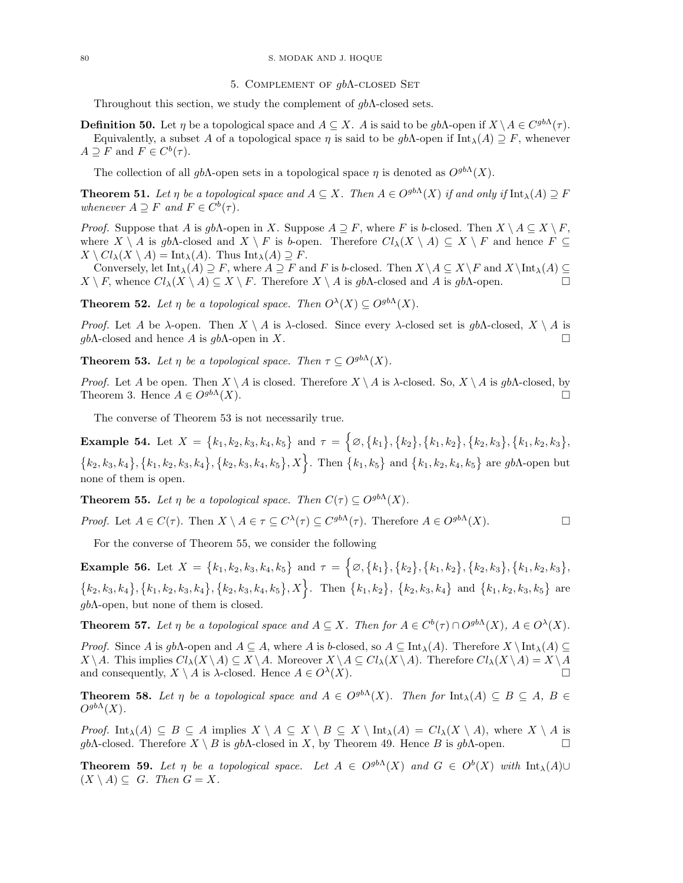## 5. Complement of $gb\Lambda$-closed Set

Throughout this section, we study the complement of $gb\Lambda$-closed sets.

**Definition 50.** Let $\eta$ be a topological space and $A \subseteq X$. $A$ is said to be $gb\Lambda$-open if $X \setminus A \in C^{gb\Lambda}(\tau)$.

Equivalently, a subset $A$ of a topological space $\eta$ is said to be $gb\Lambda$-open if $\text{Int}_\lambda(A) \supseteq F$, whenever $A \supseteq F$ and $F \in C^b(\tau)$.

The collection of all $gb\Lambda$-open sets in a topological space $\eta$ is denoted as $O^{gb\Lambda}(X)$.

**Theorem 51.** *Let $\eta$ be a topological space and $A \subseteq X$. Then $A \in O^{gb\Lambda}(X)$ if and only if $\text{Int}_\lambda(A) \supseteq F$ whenever $A \supseteq F$ and $F \in C^b(\tau)$.*

*Proof.* Suppose that $A$ is $gb\Lambda$-open in $X$. Suppose $A \supseteq F$, where $F$ is $b$-closed. Then $X \setminus A \subseteq X \setminus F$, where $X \setminus A$ is $gb\Lambda$-closed and $X \setminus F$ is $b$-open. Therefore $Cl_\lambda(X \setminus A) \subseteq X \setminus F$ and hence $F \subseteq X \setminus Cl_\lambda(X \setminus A) = \text{Int}_\lambda(A)$. Thus $\text{Int}_\lambda(A) \supseteq F$.

Conversely, let $\text{Int}_\lambda(A) \supseteq F$, where $A \supseteq F$ and $F$ is $b$-closed. Then $X \setminus A \subseteq X \setminus F$ and $X \setminus \text{Int}_\lambda(A) \subseteq X \setminus F$, whence $Cl_\lambda(X \setminus A) \subseteq X \setminus F$. Therefore $X \setminus A$ is $gb\Lambda$-closed and $A$ is $gb\Lambda$-open. $\square$

**Theorem 52.** *Let $\eta$ be a topological space. Then $O^\lambda(X) \subseteq O^{gb\Lambda}(X)$.*

*Proof.* Let $A$ be $\lambda$-open. Then $X \setminus A$ is $\lambda$-closed. Since every $\lambda$-closed set is $gb\Lambda$-closed, $X \setminus A$ is $gb\Lambda$-closed and hence $A$ is $gb\Lambda$-open in $X$. $\square$

**Theorem 53.** *Let $\eta$ be a topological space. Then $\tau \subseteq O^{gb\Lambda}(X)$.*

*Proof.* Let $A$ be open. Then $X \setminus A$ is closed. Therefore $X \setminus A$ is $\lambda$-closed. So, $X \setminus A$ is $gb\Lambda$-closed, by Theorem 3. Hence $A \in O^{gb\Lambda}(X)$. $\square$

The converse of Theorem 53 is not necessarily true.

**Example 54.** Let $X = \{k_1, k_2, k_3, k_4, k_5\}$ and $\tau = \Big\{\varnothing, \{k_1\}, \{k_2\}, \{k_1, k_2\}, \{k_2, k_3\}, \{k_1, k_2, k_3\}, \{k_2, k_3, k_4\}, \{k_1, k_2, k_3, k_4\}, \{k_2, k_3, k_4, k_5\}, X\Big\}$. Then $\{k_1, k_5\}$ and $\{k_1, k_2, k_4, k_5\}$ are $gb\Lambda$-open but none of them is open.

**Theorem 55.** *Let $\eta$ be a topological space. Then $C(\tau) \subseteq O^{gb\Lambda}(X)$.*

*Proof.* Let $A \in C(\tau)$. Then $X \setminus A \in \tau \subseteq C^\lambda(\tau) \subseteq C^{gb\Lambda}(\tau)$. Therefore $A \in O^{gb\Lambda}(X)$. $\square$

For the converse of Theorem 55, we consider the following

**Example 56.** Let $X = \{k_1, k_2, k_3, k_4, k_5\}$ and $\tau = \Big\{\varnothing, \{k_1\}, \{k_2\}, \{k_1, k_2\}, \{k_2, k_3\}, \{k_1, k_2, k_3\}, \{k_2, k_3, k_4\}, \{k_1, k_2, k_3, k_4\}, \{k_2, k_3, k_4, k_5\}, X\Big\}$. Then $\{k_1, k_2\}$, $\{k_2, k_3, k_4\}$ and $\{k_1, k_2, k_3, k_5\}$ are $gb\Lambda$-open, but none of them is closed.

**Theorem 57.** *Let $\eta$ be a topological space and $A \subseteq X$. Then for $A \in C^b(\tau) \cap O^{gb\Lambda}(X)$, $A \in O^\lambda(X)$.*

*Proof.* Since $A$ is $gb\Lambda$-open and $A \subseteq A$, where $A$ is $b$-closed, so $A \subseteq \text{Int}_\lambda(A)$. Therefore $X \setminus \text{Int}_\lambda(A) \subseteq X \setminus A$. This implies $Cl_\lambda(X \setminus A) \subseteq X \setminus A$. Moreover $X \setminus A \subseteq Cl_\lambda(X \setminus A)$. Therefore $Cl_\lambda(X \setminus A) = X \setminus A$ and consequently, $X \setminus A$ is $\lambda$-closed. Hence $A \in O^\lambda(X)$. $\square$

**Theorem 58.** *Let $\eta$ be a topological space and $A \in O^{gb\Lambda}(X)$. Then for $\text{Int}_\lambda(A) \subseteq B \subseteq A$, $B \in O^{gb\Lambda}(X)$.*

*Proof.* $\text{Int}_\lambda(A) \subseteq B \subseteq A$ implies $X \setminus A \subseteq X \setminus B \subseteq X \setminus \text{Int}_\lambda(A) = Cl_\lambda(X \setminus A)$, where $X \setminus A$ is $gb\Lambda$-closed. Therefore $X \setminus B$ is $gb\Lambda$-closed in $X$, by Theorem 49. Hence $B$ is $gb\Lambda$-open. $\square$

**Theorem 59.** *Let $\eta$ be a topological space. Let $A \in O^{gb\Lambda}(X)$ and $G \in O^b(X)$ with $\text{Int}_\lambda(A) \cup (X \setminus A) \subseteq G$. Then $G = X$.*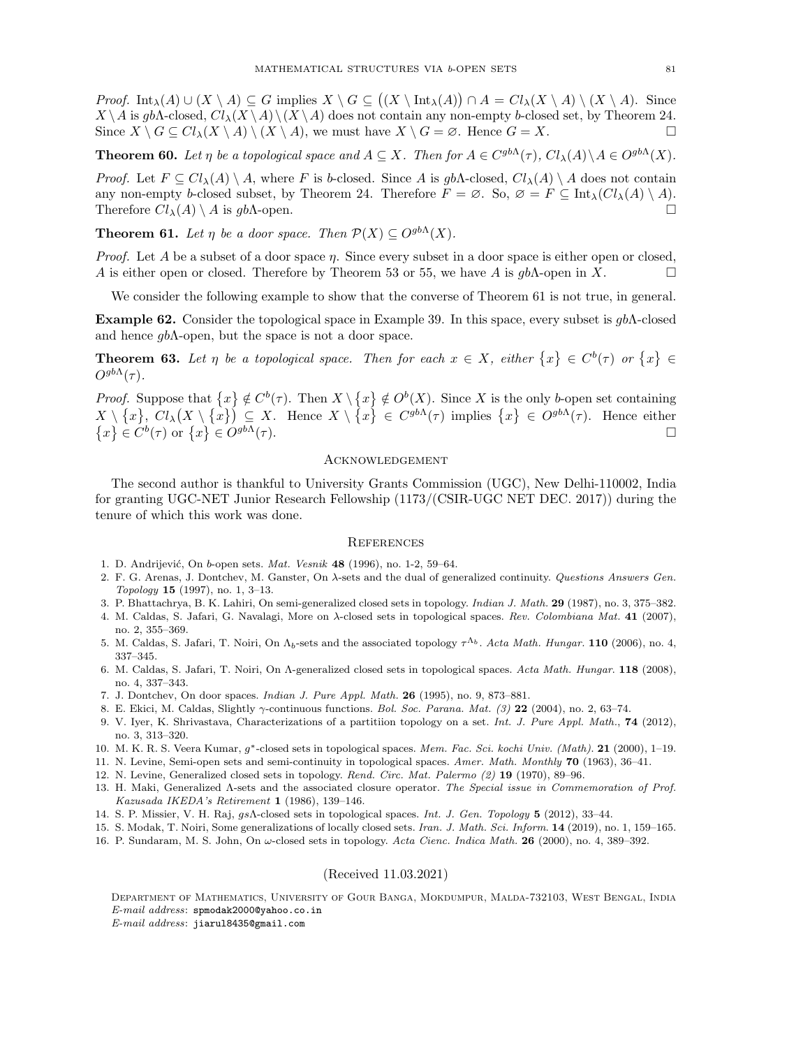*Proof.* $\text{Int}_\lambda(A) \cup (X \setminus A) \subseteq G$ implies $X \setminus G \subseteq \big((X \setminus \text{Int}_\lambda(A)\big) \cap A = Cl_\lambda(X \setminus A) \setminus (X \setminus A)$. Since $X \setminus A$ is $gb\Lambda$-closed, $Cl_\lambda(X \setminus A) \setminus (X \setminus A)$ does not contain any non-empty $b$-closed set, by Theorem 24. Since $X \setminus G \subseteq Cl_\lambda(X \setminus A) \setminus (X \setminus A)$, we must have $X \setminus G = \varnothing$. Hence $G = X$. □

**Theorem 60.** *Let $\eta$ be a topological space and $A \subseteq X$. Then for $A \in C^{gb\Lambda}(\tau)$, $Cl_\lambda(A) \setminus A \in O^{gb\Lambda}(X)$.*

*Proof.* Let $F \subseteq Cl_\lambda(A) \setminus A$, where $F$ is $b$-closed. Since $A$ is $gb\Lambda$-closed, $Cl_\lambda(A) \setminus A$ does not contain any non-empty $b$-closed subset, by Theorem 24. Therefore $F = \varnothing$. So, $\varnothing = F \subseteq \text{Int}_\lambda(Cl_\lambda(A) \setminus A)$. Therefore $Cl_\lambda(A) \setminus A$ is $gb\Lambda$-open. □

**Theorem 61.** *Let $\eta$ be a door space. Then $\mathcal{P}(X) \subseteq O^{gb\Lambda}(X)$.*

*Proof.* Let $A$ be a subset of a door space $\eta$. Since every subset in a door space is either open or closed, $A$ is either open or closed. Therefore by Theorem 53 or 55, we have $A$ is $gb\Lambda$-open in $X$. □

We consider the following example to show that the converse of Theorem 61 is not true, in general.

**Example 62.** Consider the topological space in Example 39. In this space, every subset is $gb\Lambda$-closed and hence $gb\Lambda$-open, but the space is not a door space.

**Theorem 63.** *Let $\eta$ be a topological space. Then for each $x \in X$, either $\{x\} \in C^b(\tau)$ or $\{x\} \in O^{gb\Lambda}(\tau)$.*

*Proof.* Suppose that $\{x\} \notin C^b(\tau)$. Then $X \setminus \{x\} \notin O^b(X)$. Since $X$ is the only $b$-open set containing $X \setminus \{x\}$, $Cl_\lambda(X \setminus \{x\}) \subseteq X$. Hence $X \setminus \{x\} \in C^{gb\Lambda}(\tau)$ implies $\{x\} \in O^{gb\Lambda}(\tau)$. Hence either $\{x\} \in C^b(\tau)$ or $\{x\} \in O^{gb\Lambda}(\tau)$. □

## Acknowledgement

The second author is thankful to University Grants Commission (UGC), New Delhi-110002, India for granting UGC-NET Junior Research Fellowship (1173/(CSIR-UGC NET DEC. 2017)) during the tenure of which this work was done.

## References

1. D. Andrijević, On $b$-open sets. *Mat. Vesnik* **48** (1996), no. 1-2, 59–64.
2. F. G. Arenas, J. Dontchev, M. Ganster, On $\lambda$-sets and the dual of generalized continuity. *Questions Answers Gen. Topology* **15** (1997), no. 1, 3–13.
3. P. Bhattachrya, B. K. Lahiri, On semi-generalized closed sets in topology. *Indian J. Math.* **29** (1987), no. 3, 375–382.
4. M. Caldas, S. Jafari, G. Navalagi, More on $\lambda$-closed sets in topological spaces. *Rev. Colombiana Mat.* **41** (2007), no. 2, 355–369.
5. M. Caldas, S. Jafari, T. Noiri, On $\Lambda_b$-sets and the associated topology $\tau^{\Lambda_b}$. *Acta Math. Hungar.* **110** (2006), no. 4, 337–345.
6. M. Caldas, S. Jafari, T. Noiri, On $\Lambda$-generalized closed sets in topological spaces. *Acta Math. Hungar.* **118** (2008), no. 4, 337–343.
7. J. Dontchev, On door spaces. *Indian J. Pure Appl. Math.* **26** (1995), no. 9, 873–881.
8. E. Ekici, M. Caldas, Slightly $\gamma$-continuous functions. *Bol. Soc. Parana. Mat. (3)* **22** (2004), no. 2, 63–74.
9. V. Iyer, K. Shrivastava, Characterizations of a partitiion topology on a set. *Int. J. Pure Appl. Math.*, **74** (2012), no. 3, 313–320.
10. M. K. R. S. Veera Kumar, $g^*$-closed sets in topological spaces. *Mem. Fac. Sci. kochi Univ. (Math).* **21** (2000), 1–19.
11. N. Levine, Semi-open sets and semi-continuity in topological spaces. *Amer. Math. Monthly* **70** (1963), 36–41.
12. N. Levine, Generalized closed sets in topology. *Rend. Circ. Mat. Palermo (2)* **19** (1970), 89–96.
13. H. Maki, Generalized $\Lambda$-sets and the associated closure operator. *The Special issue in Commemoration of Prof. Kazusada IKEDA's Retirement* **1** (1986), 139–146.
14. S. P. Missier, V. H. Raj, $gs\Lambda$-closed sets in topological spaces. *Int. J. Gen. Topology* **5** (2012), 33–44.
15. S. Modak, T. Noiri, Some generalizations of locally closed sets. *Iran. J. Math. Sci. Inform.* **14** (2019), no. 1, 159–165.
16. P. Sundaram, M. S. John, On $\omega$-closed sets in topology. *Acta Cienc. Indica Math.* **26** (2000), no. 4, 389–392.

(Received 11.03.2021)

Department of Mathematics, University of Gour Banga, Mokdumpur, Malda-732103, West Bengal, India
*E-mail address*: spmodak2000@yahoo.co.in
*E-mail address*: jiarul8435@gmail.com